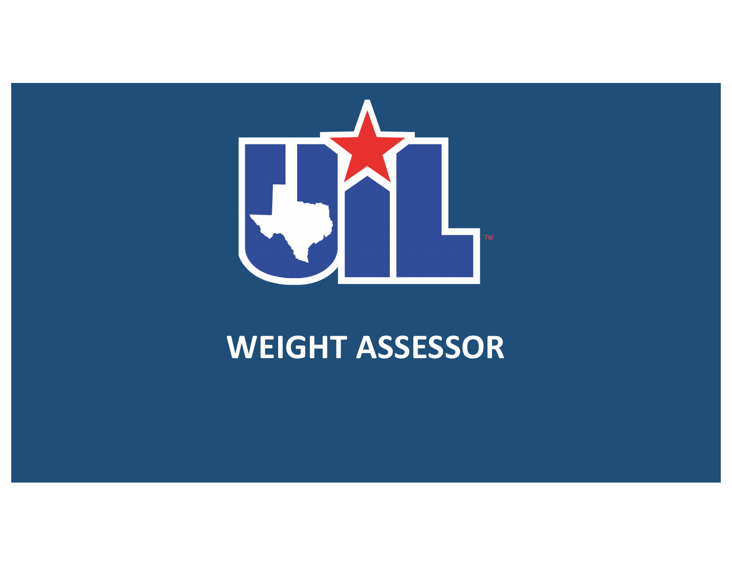# WEIGHT ASSESSOR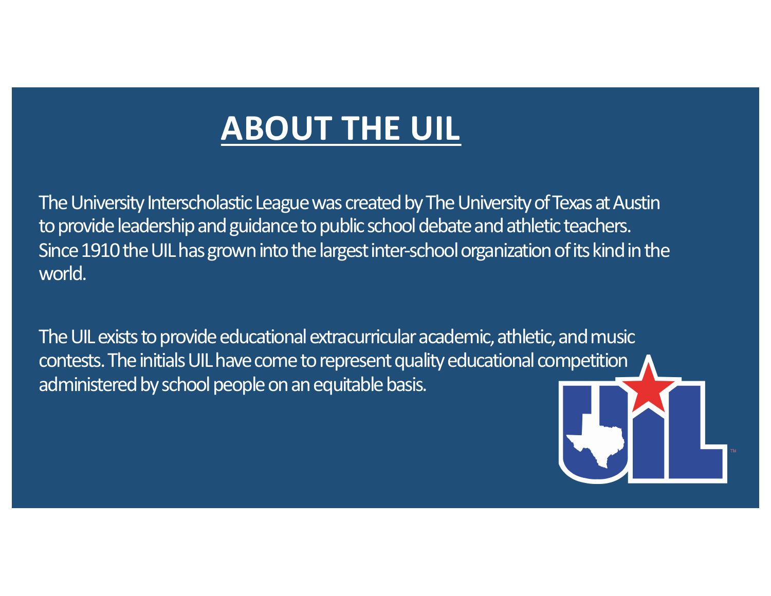# ABOUT THE UIL

The University Interscholastic League was created by The University of Texas at Austin to provide leadership and guidance to public school debate and athletic teachers. Since 1910 the UIL has grown into the largest inter-school organization of its kind in the world.

The UIL exists to provide educational extracurricular academic, athletic, and music contests. The initials UIL have come to represent quality educational competition administered by school people on an equitable basis.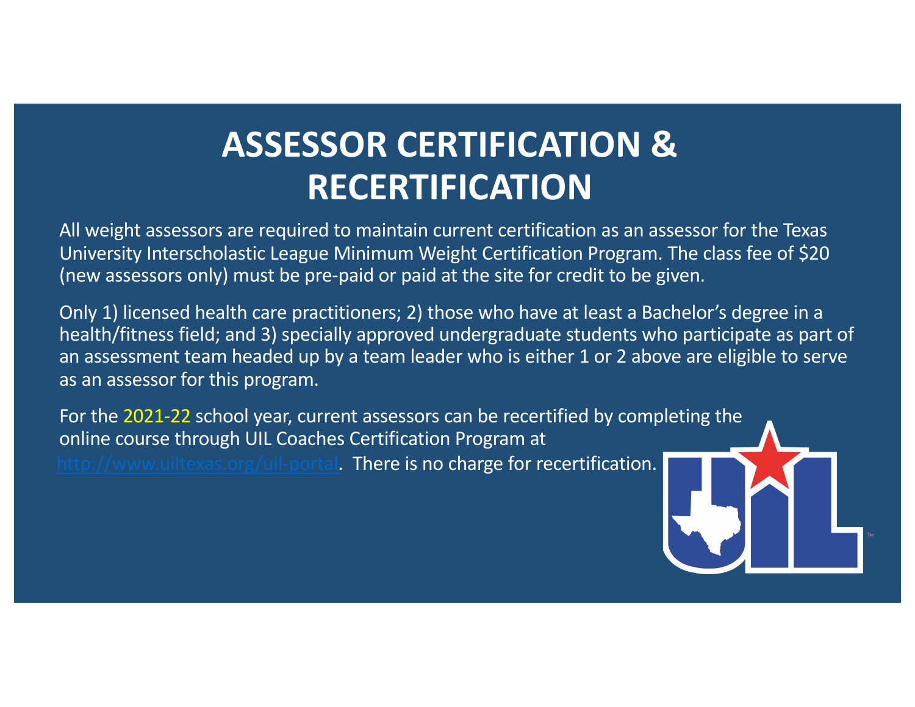# ASSESSOR CERTIFICATION & RECERTIFICATION

All weight assessors are required to maintain current certification as an assessor for the Texas University Interscholastic League Minimum Weight Certification Program. The class fee of $20 (new assessors only) must be pre-paid or paid at the site for credit to be given.

Only 1) licensed health care practitioners; 2) those who have at least a Bachelor's degree in a health/fitness field; and 3) specially approved undergraduate students who participate as part of an assessment team headed up by a team leader who is either 1 or 2 above are eligible to serve as an assessor for this program.

For the 2021-22 school year, current assessors can be recertified by completing the online course through UIL Coaches Certification Program at http://www.uiltexas.org/uil-portal. There is no charge for recertification.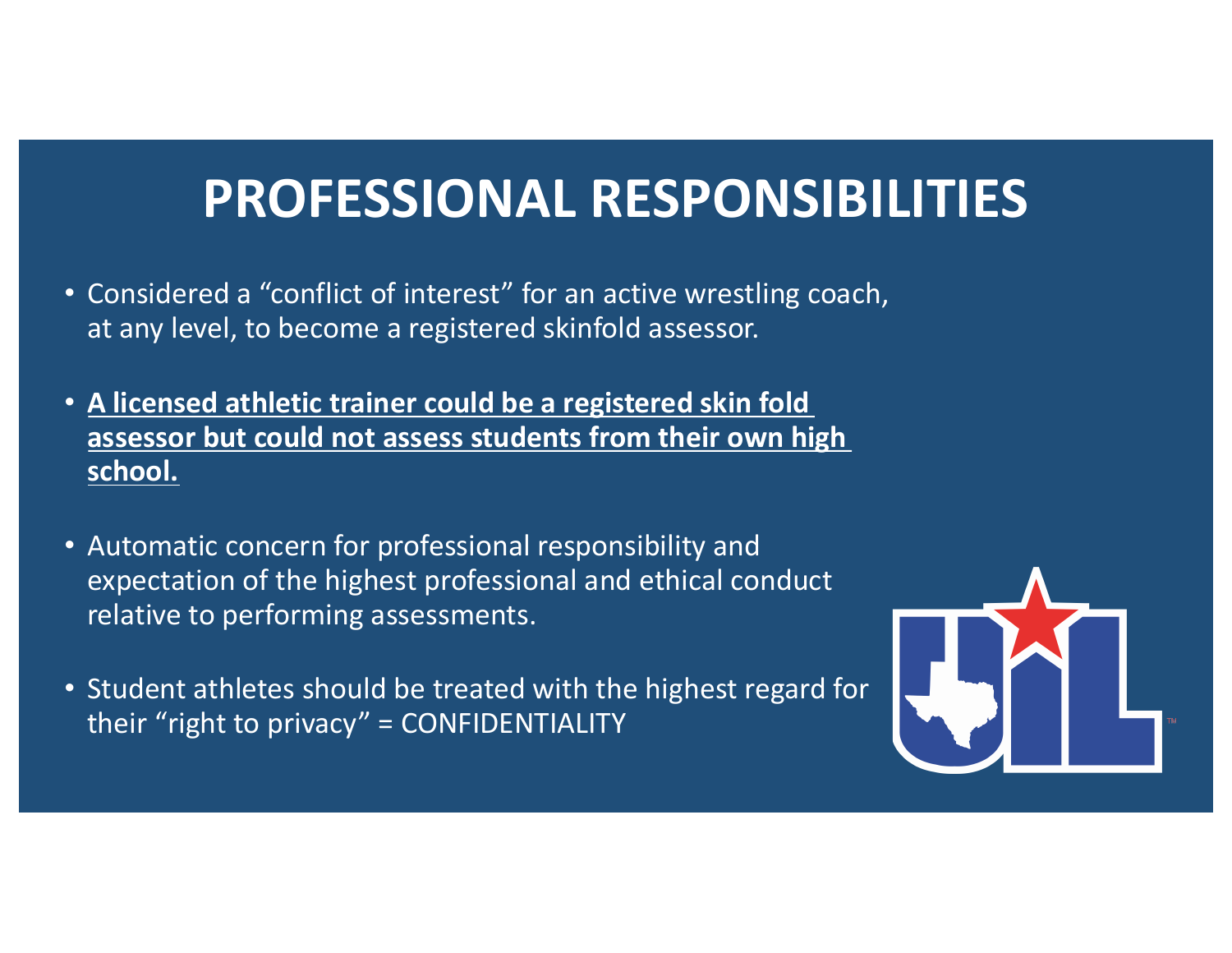# PROFESSIONAL RESPONSIBILITIES

- Considered a "conflict of interest" for an active wrestling coach, at any level, to become a registered skinfold assessor.
- **A licensed athletic trainer could be a registered skin fold assessor but could not assess students from their own high school.**
- Automatic concern for professional responsibility and expectation of the highest professional and ethical conduct relative to performing assessments.
- Student athletes should be treated with the highest regard for their "right to privacy" = CONFIDENTIALITY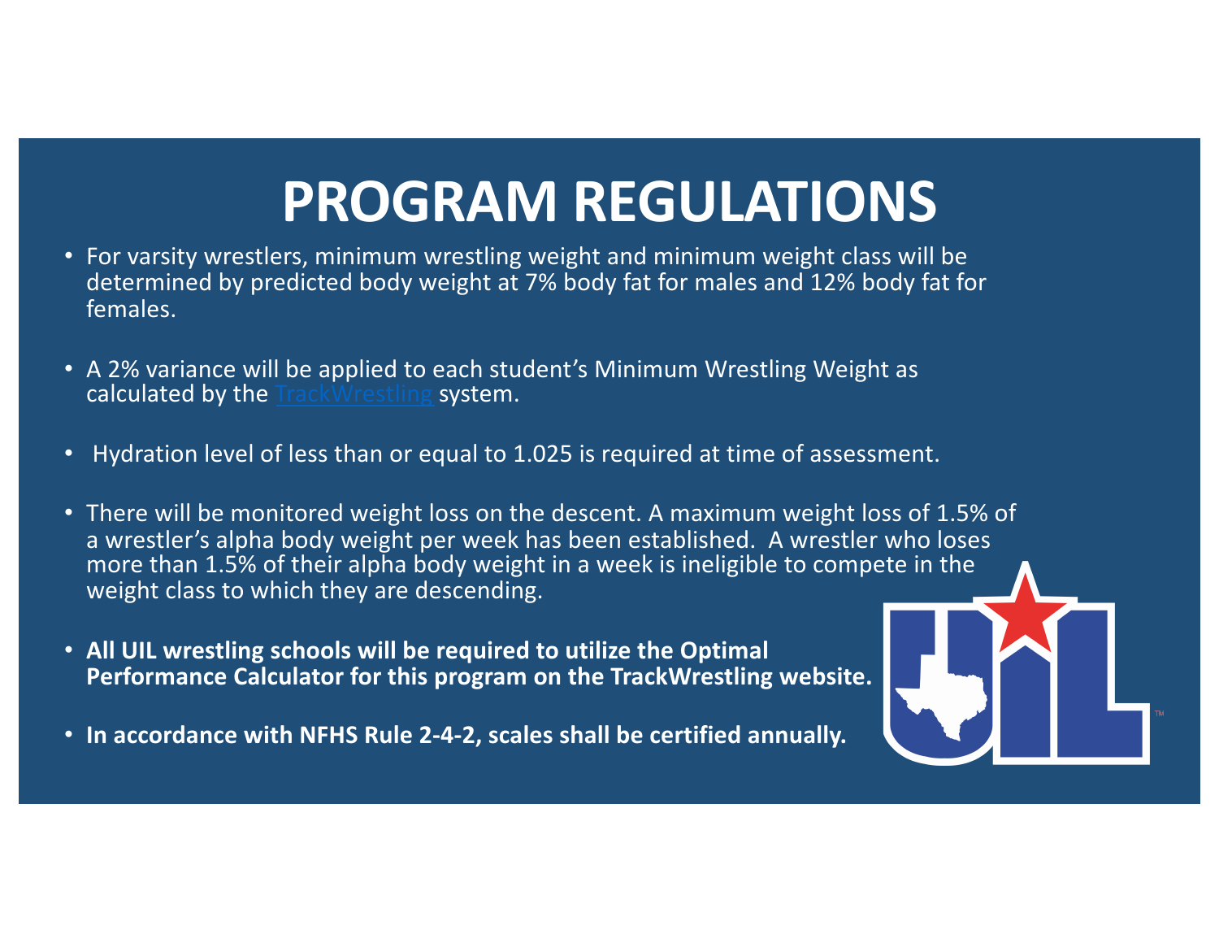# PROGRAM REGULATIONS

- For varsity wrestlers, minimum wrestling weight and minimum weight class will be determined by predicted body weight at 7% body fat for males and 12% body fat for females.
- A 2% variance will be applied to each student's Minimum Wrestling Weight as calculated by the TrackWrestling system.
- Hydration level of less than or equal to 1.025 is required at time of assessment.
- There will be monitored weight loss on the descent. A maximum weight loss of 1.5% of a wrestler's alpha body weight per week has been established. A wrestler who loses more than 1.5% of their alpha body weight in a week is ineligible to compete in the weight class to which they are descending.
- **All UIL wrestling schools will be required to utilize the Optimal Performance Calculator for this program on the TrackWrestling website.**
- **In accordance with NFHS Rule 2-4-2, scales shall be certified annually.**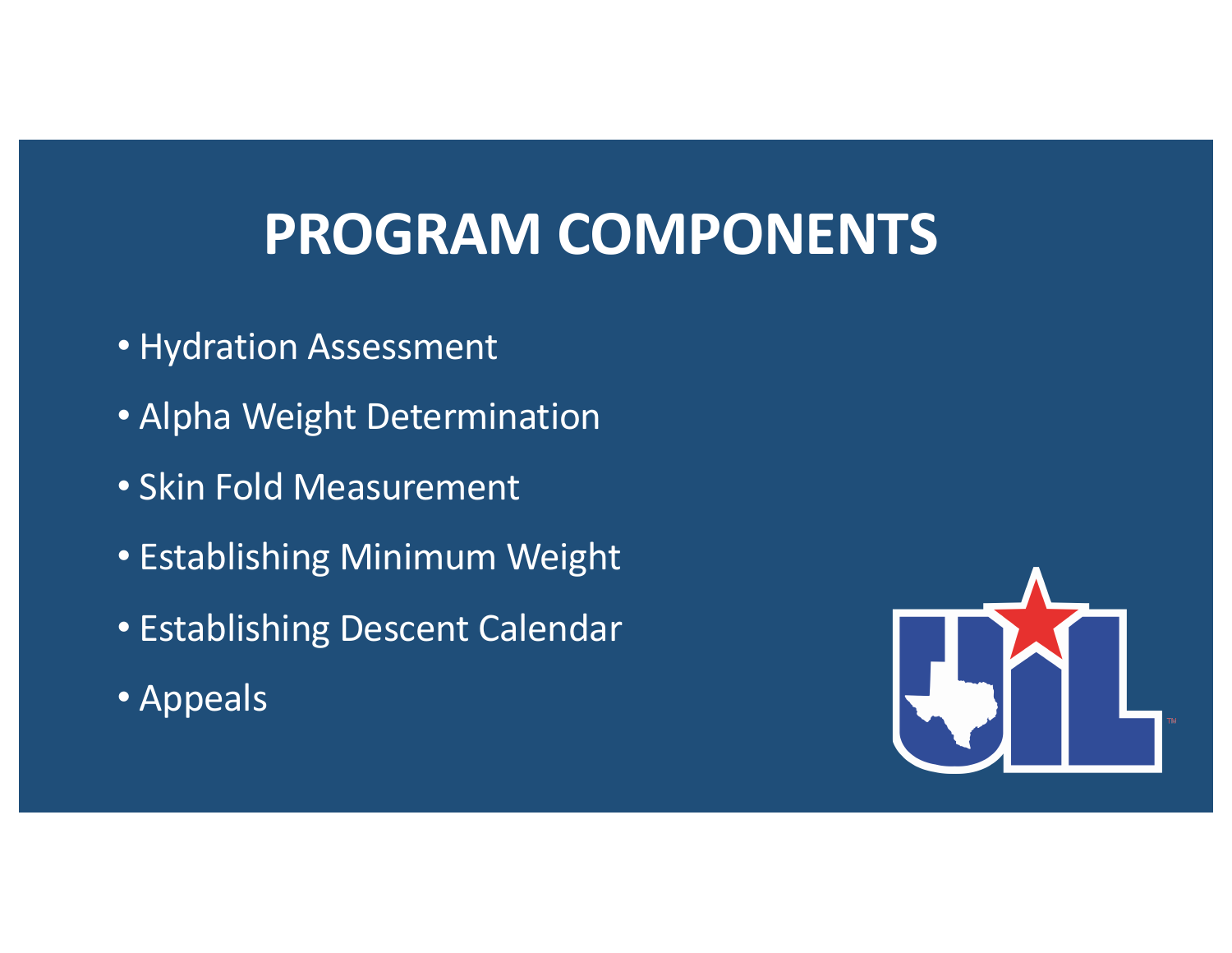# PROGRAM COMPONENTS

- Hydration Assessment
- Alpha Weight Determination
- Skin Fold Measurement
- Establishing Minimum Weight
- Establishing Descent Calendar
- Appeals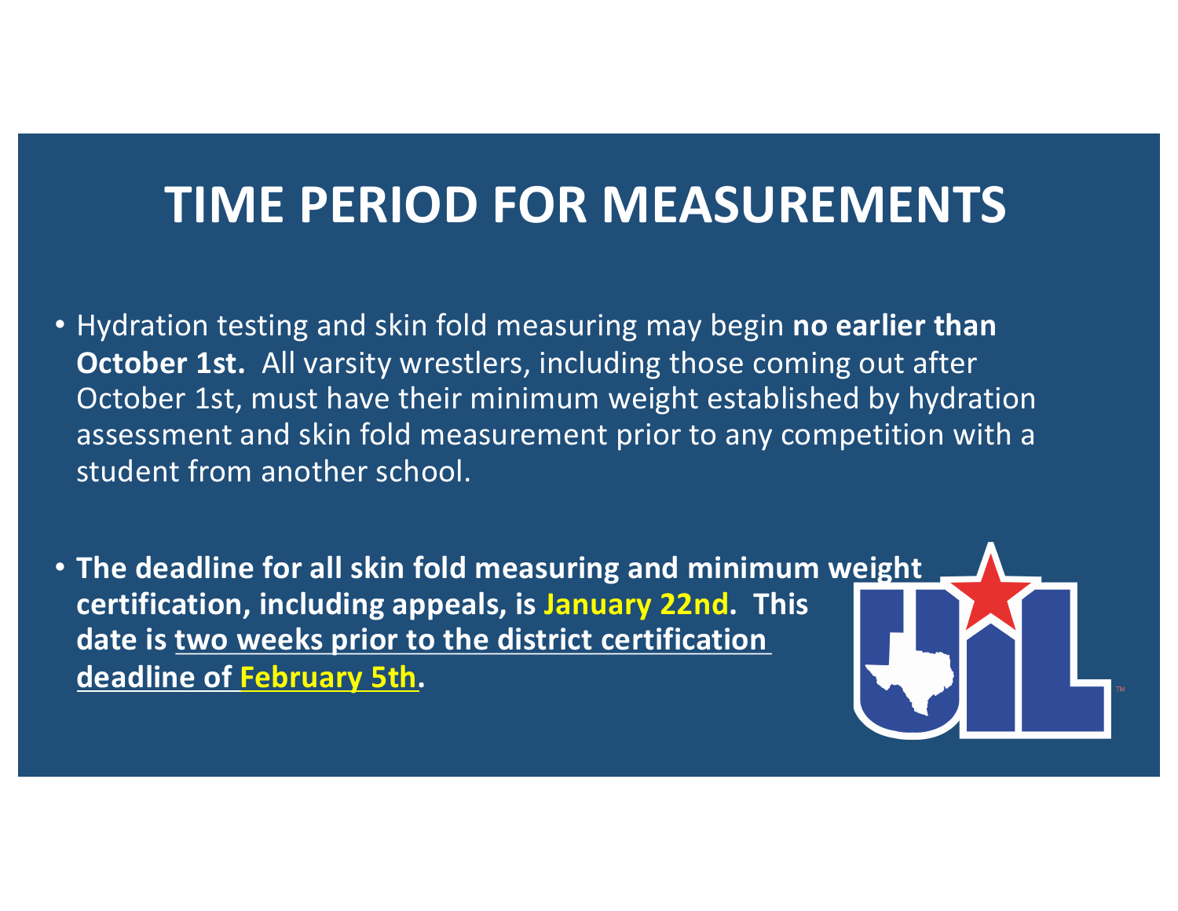# TIME PERIOD FOR MEASUREMENTS

- Hydration testing and skin fold measuring may begin **no earlier than October 1st.** All varsity wrestlers, including those coming out after October 1st, must have their minimum weight established by hydration assessment and skin fold measurement prior to any competition with a student from another school.

- **The deadline for all skin fold measuring and minimum weight certification, including appeals, is January 22nd. This date is two weeks prior to the district certification deadline of February 5th.**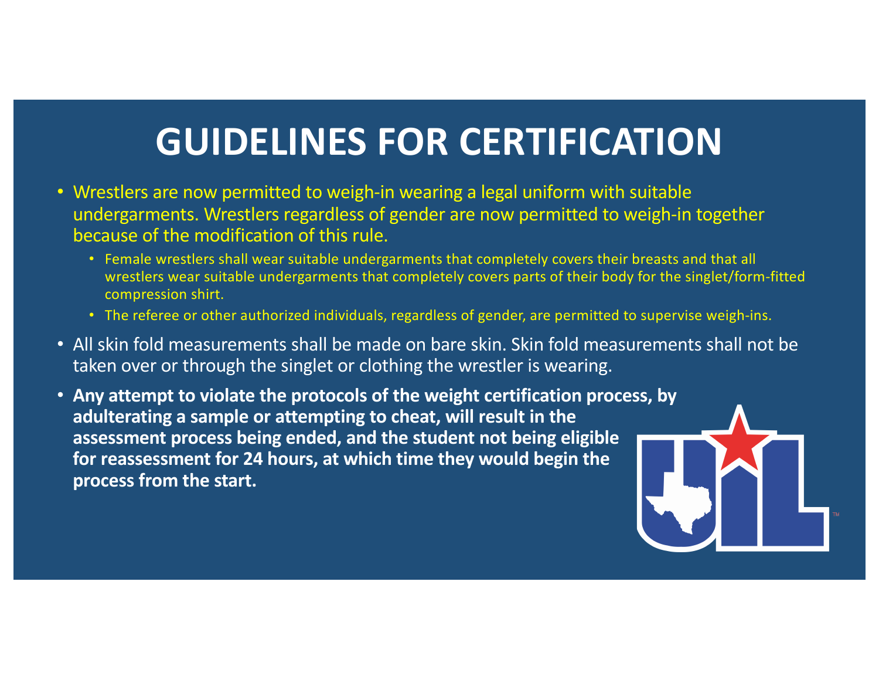# GUIDELINES FOR CERTIFICATION

- Wrestlers are now permitted to weigh-in wearing a legal uniform with suitable undergarments. Wrestlers regardless of gender are now permitted to weigh-in together because of the modification of this rule.
  - Female wrestlers shall wear suitable undergarments that completely covers their breasts and that all wrestlers wear suitable undergarments that completely covers parts of their body for the singlet/form-fitted compression shirt.
  - The referee or other authorized individuals, regardless of gender, are permitted to supervise weigh-ins.
- All skin fold measurements shall be made on bare skin. Skin fold measurements shall not be taken over or through the singlet or clothing the wrestler is wearing.
- **Any attempt to violate the protocols of the weight certification process, by adulterating a sample or attempting to cheat, will result in the assessment process being ended, and the student not being eligible for reassessment for 24 hours, at which time they would begin the process from the start.**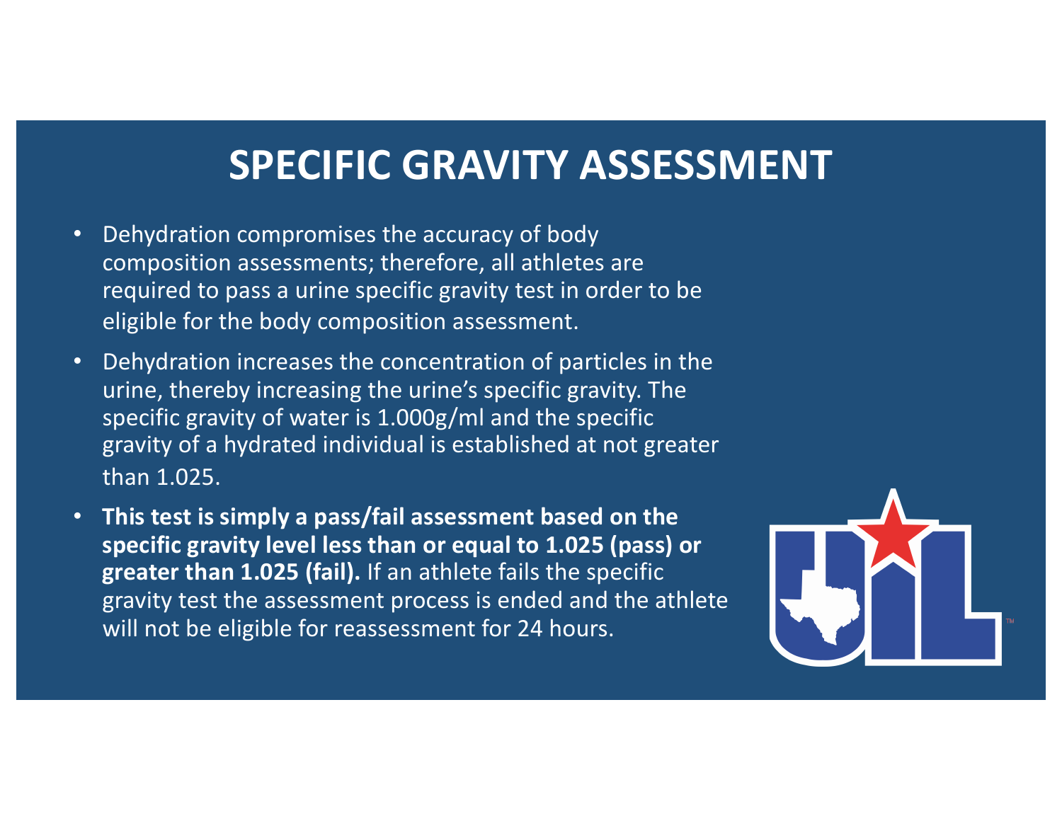# SPECIFIC GRAVITY ASSESSMENT

- Dehydration compromises the accuracy of body composition assessments; therefore, all athletes are required to pass a urine specific gravity test in order to be eligible for the body composition assessment.
- Dehydration increases the concentration of particles in the urine, thereby increasing the urine's specific gravity. The specific gravity of water is 1.000g/ml and the specific gravity of a hydrated individual is established at not greater than 1.025.
- **This test is simply a pass/fail assessment based on the specific gravity level less than or equal to 1.025 (pass) or greater than 1.025 (fail).** If an athlete fails the specific gravity test the assessment process is ended and the athlete will not be eligible for reassessment for 24 hours.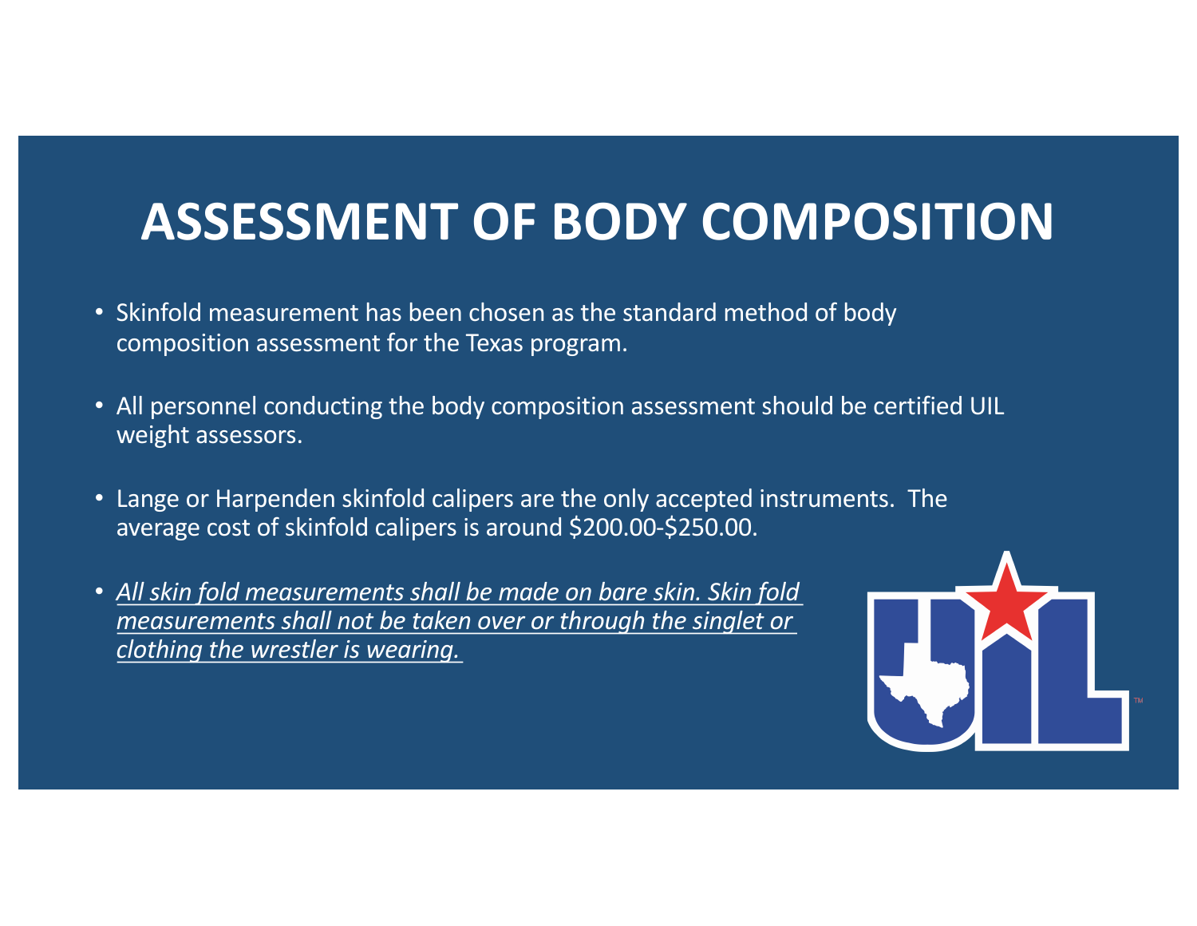# ASSESSMENT OF BODY COMPOSITION

- Skinfold measurement has been chosen as the standard method of body composition assessment for the Texas program.
- All personnel conducting the body composition assessment should be certified UIL weight assessors.
- Lange or Harpenden skinfold calipers are the only accepted instruments. The average cost of skinfold calipers is around $200.00-$250.00.
- <u>*All skin fold measurements shall be made on bare skin. Skin fold measurements shall not be taken over or through the singlet or clothing the wrestler is wearing.*</u>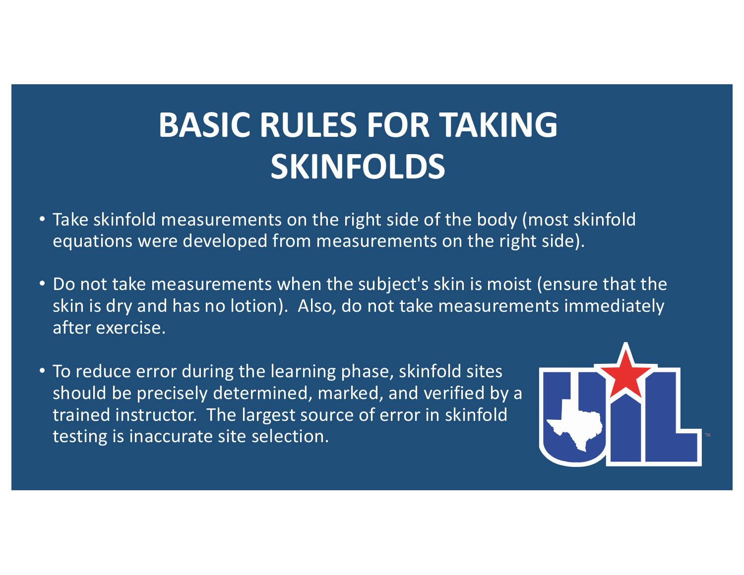# BASIC RULES FOR TAKING SKINFOLDS

- Take skinfold measurements on the right side of the body (most skinfold equations were developed from measurements on the right side).
- Do not take measurements when the subject's skin is moist (ensure that the skin is dry and has no lotion). Also, do not take measurements immediately after exercise.
- To reduce error during the learning phase, skinfold sites should be precisely determined, marked, and verified by a trained instructor. The largest source of error in skinfold testing is inaccurate site selection.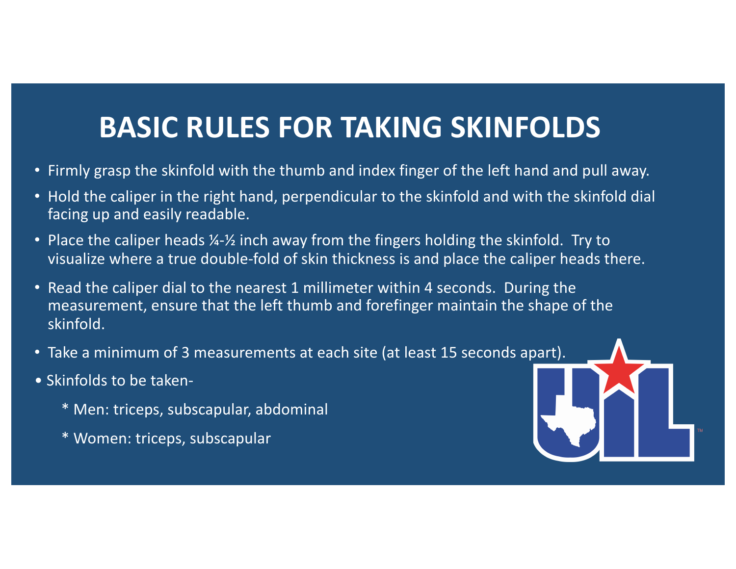# BASIC RULES FOR TAKING SKINFOLDS

- Firmly grasp the skinfold with the thumb and index finger of the left hand and pull away.
- Hold the caliper in the right hand, perpendicular to the skinfold and with the skinfold dial facing up and easily readable.
- Place the caliper heads ¼-½ inch away from the fingers holding the skinfold. Try to visualize where a true double-fold of skin thickness is and place the caliper heads there.
- Read the caliper dial to the nearest 1 millimeter within 4 seconds. During the measurement, ensure that the left thumb and forefinger maintain the shape of the skinfold.
- Take a minimum of 3 measurements at each site (at least 15 seconds apart).
- Skinfolds to be taken-
  - * Men: triceps, subscapular, abdominal
  - * Women: triceps, subscapular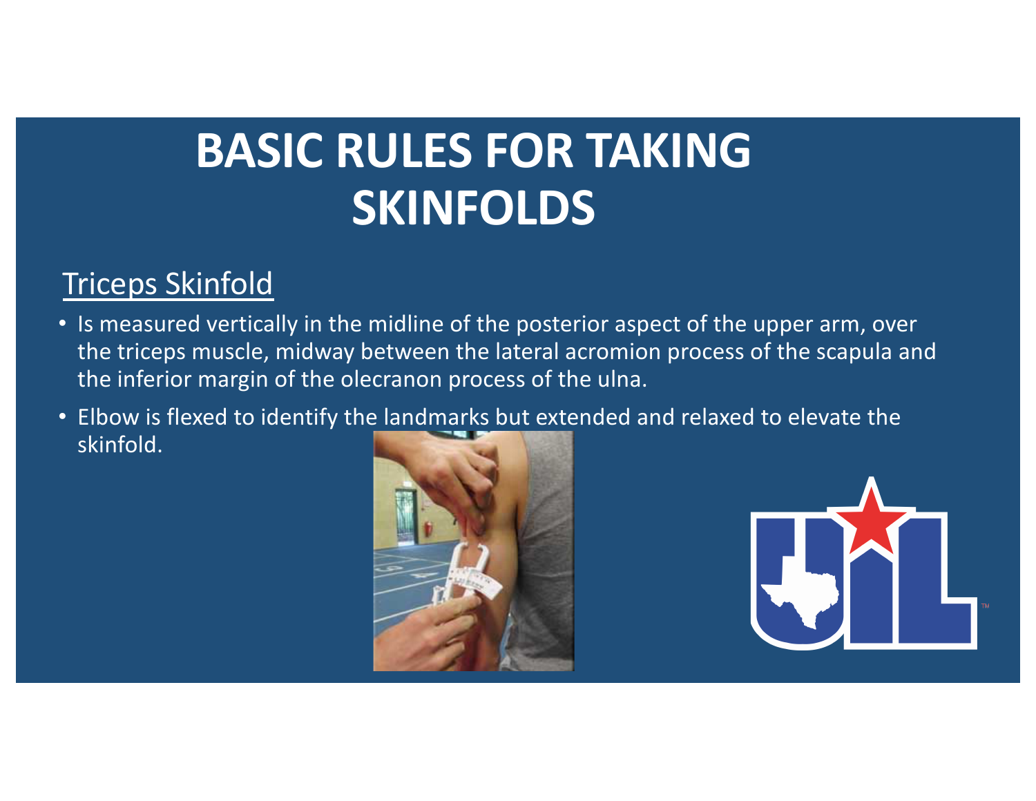# BASIC RULES FOR TAKING SKINFOLDS

## Triceps Skinfold

- Is measured vertically in the midline of the posterior aspect of the upper arm, over the triceps muscle, midway between the lateral acromion process of the scapula and the inferior margin of the olecranon process of the ulna.
- Elbow is flexed to identify the landmarks but extended and relaxed to elevate the skinfold.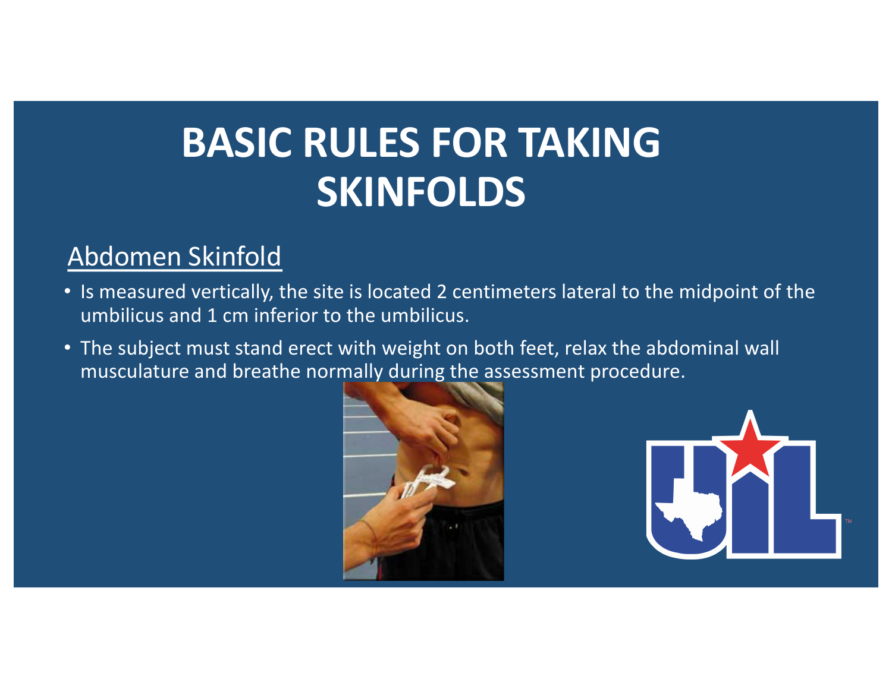# BASIC RULES FOR TAKING SKINFOLDS

## Abdomen Skinfold

- Is measured vertically, the site is located 2 centimeters lateral to the midpoint of the umbilicus and 1 cm inferior to the umbilicus.
- The subject must stand erect with weight on both feet, relax the abdominal wall musculature and breathe normally during the assessment procedure.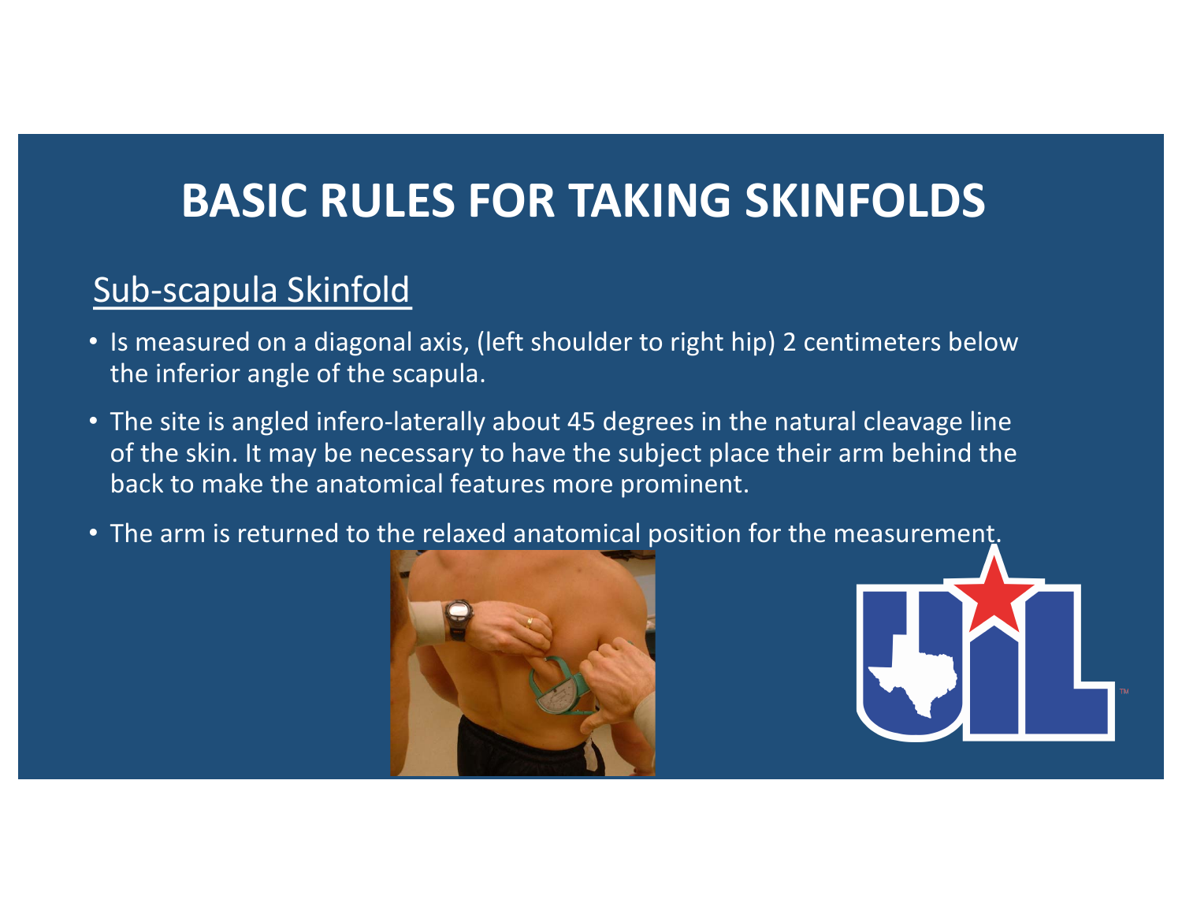# BASIC RULES FOR TAKING SKINFOLDS

## Sub-scapula Skinfold

- Is measured on a diagonal axis, (left shoulder to right hip) 2 centimeters below the inferior angle of the scapula.
- The site is angled infero-laterally about 45 degrees in the natural cleavage line of the skin. It may be necessary to have the subject place their arm behind the back to make the anatomical features more prominent.
- The arm is returned to the relaxed anatomical position for the measurement.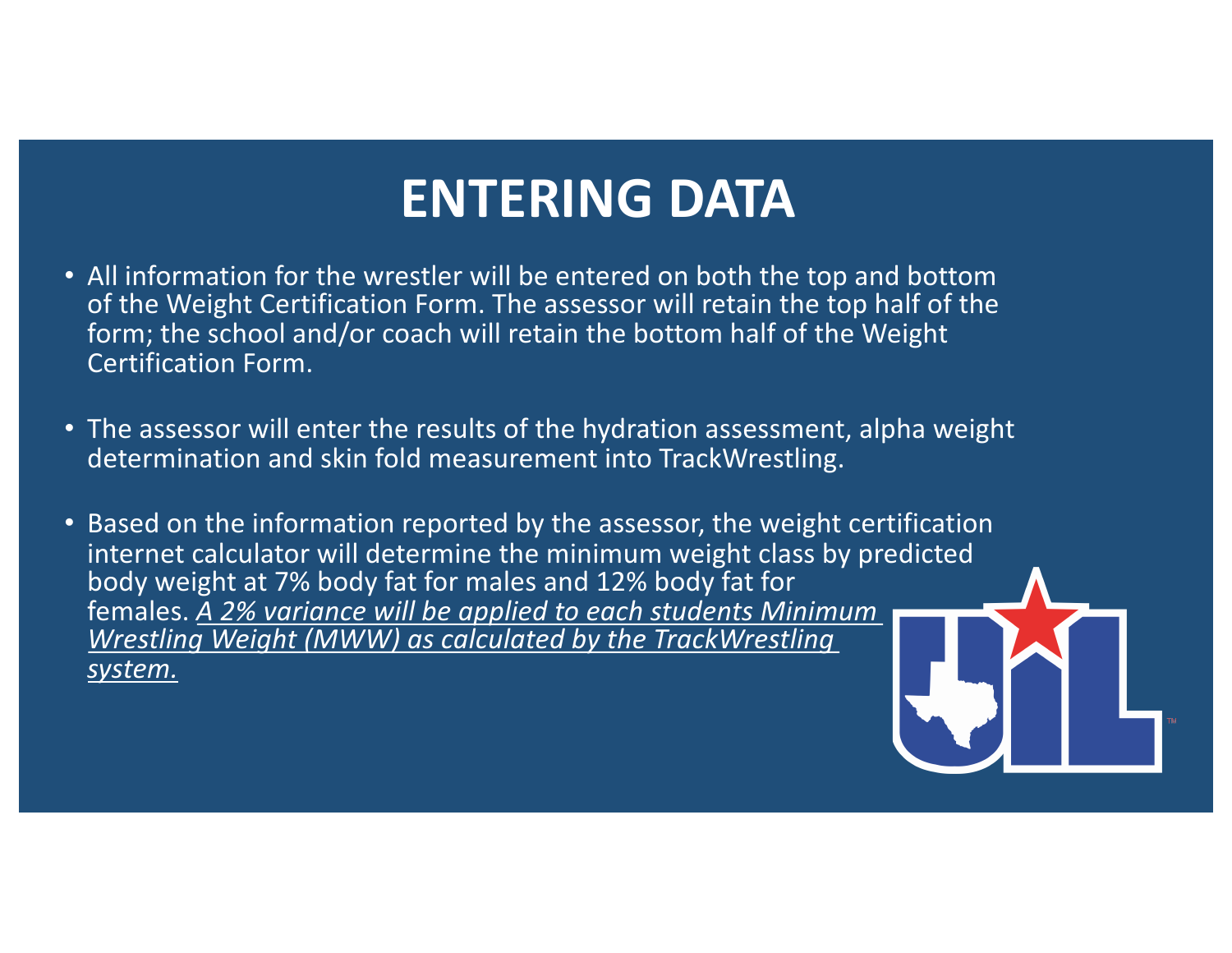# ENTERING DATA

- All information for the wrestler will be entered on both the top and bottom of the Weight Certification Form. The assessor will retain the top half of the form; the school and/or coach will retain the bottom half of the Weight Certification Form.

- The assessor will enter the results of the hydration assessment, alpha weight determination and skin fold measurement into TrackWrestling.

- Based on the information reported by the assessor, the weight certification internet calculator will determine the minimum weight class by predicted body weight at 7% body fat for males and 12% body fat for females. *A 2% variance will be applied to each students Minimum Wrestling Weight (MWW) as calculated by the TrackWrestling system.*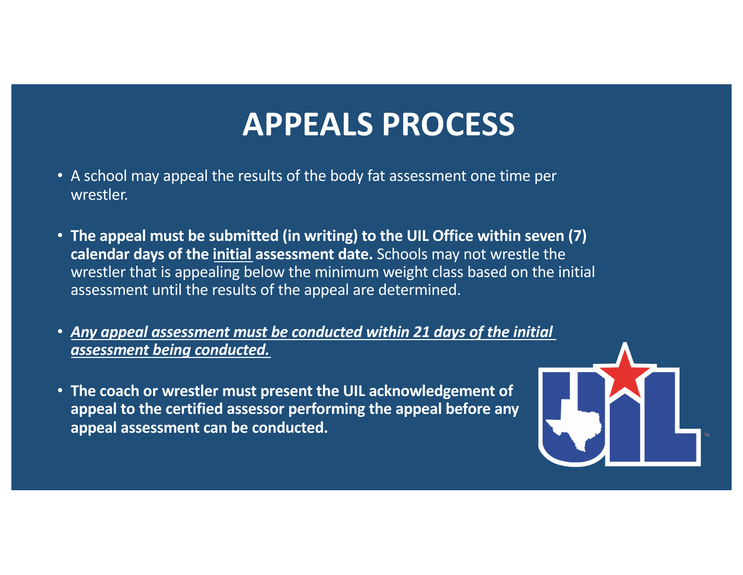# APPEALS PROCESS

- A school may appeal the results of the body fat assessment one time per wrestler.
- **The appeal must be submitted (in writing) to the UIL Office within seven (7) calendar days of the <u>initial</u> assessment date.** Schools may not wrestle the wrestler that is appealing below the minimum weight class based on the initial assessment until the results of the appeal are determined.
- ***<u>Any appeal assessment must be conducted within 21 days of the initial assessment being conducted.</u>***
- **The coach or wrestler must present the UIL acknowledgement of appeal to the certified assessor performing the appeal before any appeal assessment can be conducted.**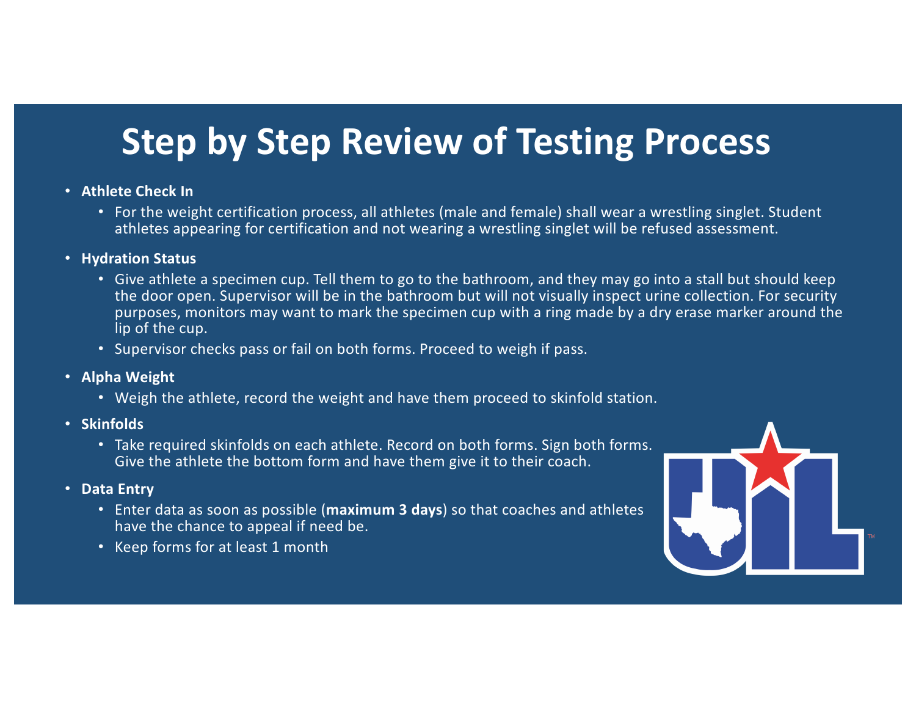# Step by Step Review of Testing Process

- **Athlete Check In**
  - For the weight certification process, all athletes (male and female) shall wear a wrestling singlet. Student athletes appearing for certification and not wearing a wrestling singlet will be refused assessment.
- **Hydration Status**
  - Give athlete a specimen cup. Tell them to go to the bathroom, and they may go into a stall but should keep the door open. Supervisor will be in the bathroom but will not visually inspect urine collection. For security purposes, monitors may want to mark the specimen cup with a ring made by a dry erase marker around the lip of the cup.
  - Supervisor checks pass or fail on both forms. Proceed to weigh if pass.
- **Alpha Weight**
  - Weigh the athlete, record the weight and have them proceed to skinfold station.
- **Skinfolds**
  - Take required skinfolds on each athlete. Record on both forms. Sign both forms. Give the athlete the bottom form and have them give it to their coach.
- **Data Entry**
  - Enter data as soon as possible (**maximum 3 days**) so that coaches and athletes have the chance to appeal if need be.
  - Keep forms for at least 1 month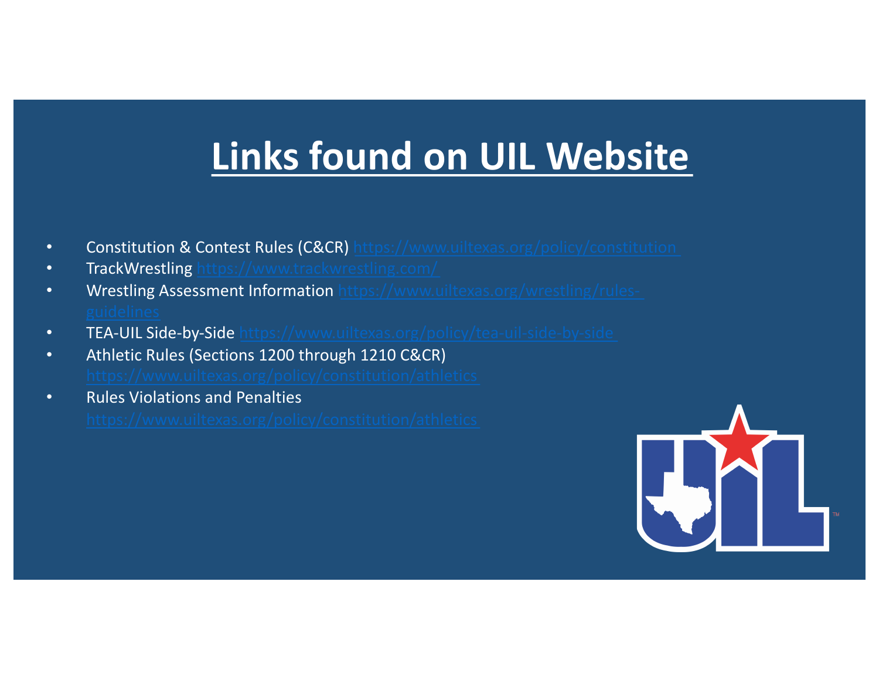# Links found on UIL Website

- Constitution & Contest Rules (C&CR) https://www.uiltexas.org/policy/constitution
- TrackWrestling https://www.trackwrestling.com/
- Wrestling Assessment Information https://www.uiltexas.org/wrestling/rules-guidelines
- TEA-UIL Side-by-Side https://www.uiltexas.org/policy/tea-uil-side-by-side
- Athletic Rules (Sections 1200 through 1210 C&CR) https://www.uiltexas.org/policy/constitution/athletics
- Rules Violations and Penalties https://www.uiltexas.org/policy/constitution/athletics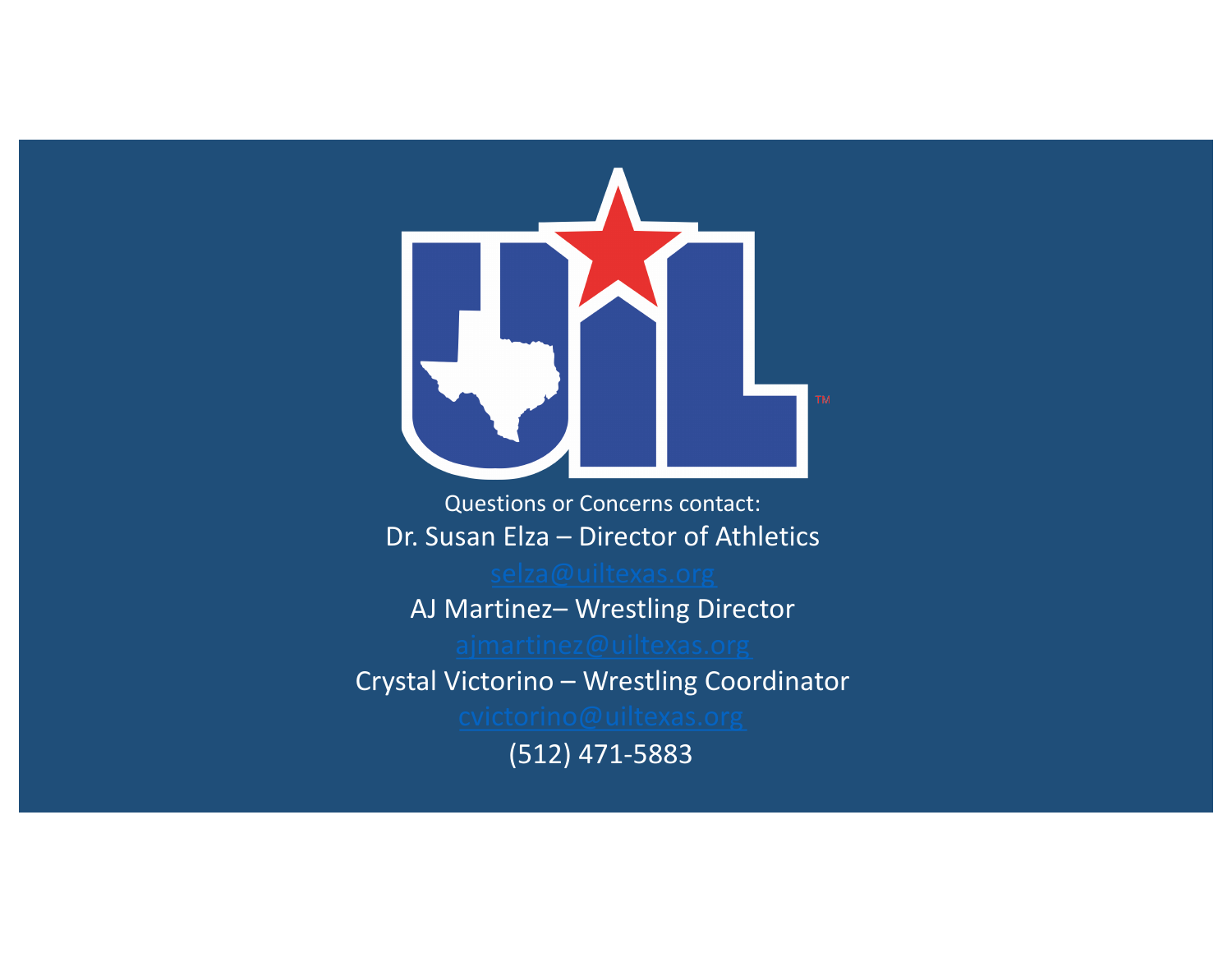Questions or Concerns contact:

Dr. Susan Elza – Director of Athletics

selza@uiltexas.org

AJ Martinez– Wrestling Director

ajmartinez@uiltexas.org

Crystal Victorino – Wrestling Coordinator

cvictorino@uiltexas.org

(512) 471-5883